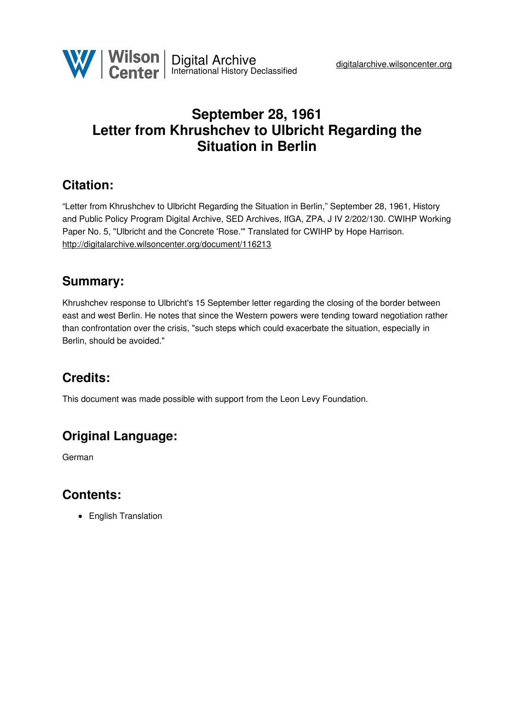# September 28, 1961
# Letter from Khrushchev to Ulbricht Regarding the Situation in Berlin

## Citation:

"Letter from Khrushchev to Ulbricht Regarding the Situation in Berlin," September 28, 1961, History and Public Policy Program Digital Archive, SED Archives, IfGA, ZPA, J IV 2/202/130. CWIHP Working Paper No. 5, "Ulbricht and the Concrete 'Rose.'" Translated for CWIHP by Hope Harrison.
http://digitalarchive.wilsoncenter.org/document/116213

## Summary:

Khrushchev response to Ulbricht's 15 September letter regarding the closing of the border between east and west Berlin. He notes that since the Western powers were tending toward negotiation rather than confrontation over the crisis, "such steps which could exacerbate the situation, especially in Berlin, should be avoided."

## Credits:

This document was made possible with support from the Leon Levy Foundation.

## Original Language:

German

## Contents:

- English Translation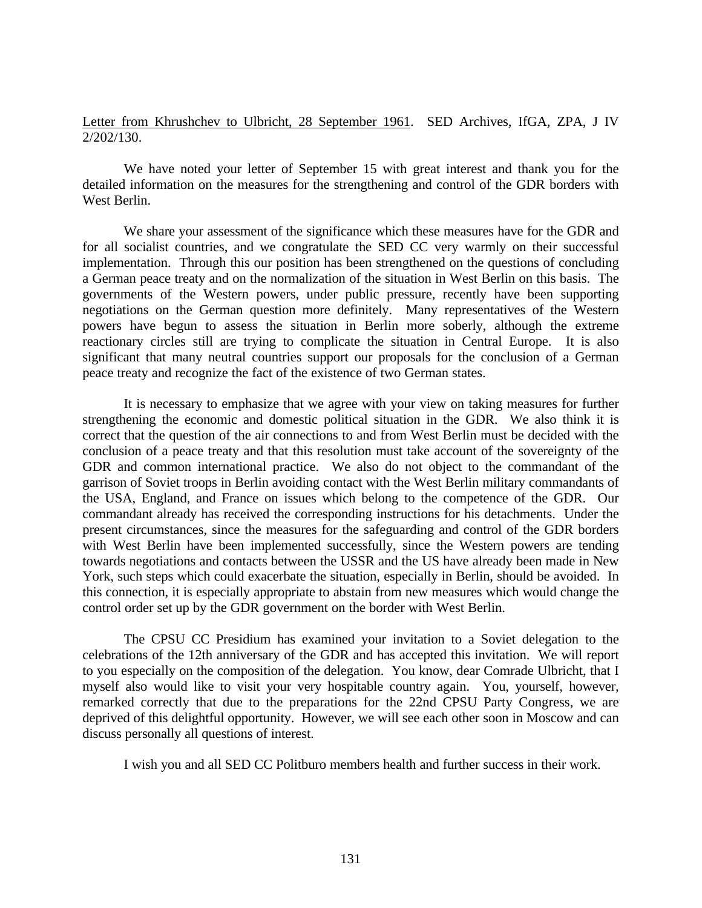Letter from Khrushchev to Ulbricht, 28 September 1961. SED Archives, IfGA, ZPA, J IV 2/202/130.

We have noted your letter of September 15 with great interest and thank you for the detailed information on the measures for the strengthening and control of the GDR borders with West Berlin.

We share your assessment of the significance which these measures have for the GDR and for all socialist countries, and we congratulate the SED CC very warmly on their successful implementation. Through this our position has been strengthened on the questions of concluding a German peace treaty and on the normalization of the situation in West Berlin on this basis. The governments of the Western powers, under public pressure, recently have been supporting negotiations on the German question more definitely. Many representatives of the Western powers have begun to assess the situation in Berlin more soberly, although the extreme reactionary circles still are trying to complicate the situation in Central Europe. It is also significant that many neutral countries support our proposals for the conclusion of a German peace treaty and recognize the fact of the existence of two German states.

It is necessary to emphasize that we agree with your view on taking measures for further strengthening the economic and domestic political situation in the GDR. We also think it is correct that the question of the air connections to and from West Berlin must be decided with the conclusion of a peace treaty and that this resolution must take account of the sovereignty of the GDR and common international practice. We also do not object to the commandant of the garrison of Soviet troops in Berlin avoiding contact with the West Berlin military commandants of the USA, England, and France on issues which belong to the competence of the GDR. Our commandant already has received the corresponding instructions for his detachments. Under the present circumstances, since the measures for the safeguarding and control of the GDR borders with West Berlin have been implemented successfully, since the Western powers are tending towards negotiations and contacts between the USSR and the US have already been made in New York, such steps which could exacerbate the situation, especially in Berlin, should be avoided. In this connection, it is especially appropriate to abstain from new measures which would change the control order set up by the GDR government on the border with West Berlin.

The CPSU CC Presidium has examined your invitation to a Soviet delegation to the celebrations of the 12th anniversary of the GDR and has accepted this invitation. We will report to you especially on the composition of the delegation. You know, dear Comrade Ulbricht, that I myself also would like to visit your very hospitable country again. You, yourself, however, remarked correctly that due to the preparations for the 22nd CPSU Party Congress, we are deprived of this delightful opportunity. However, we will see each other soon in Moscow and can discuss personally all questions of interest.

I wish you and all SED CC Politburo members health and further success in their work.